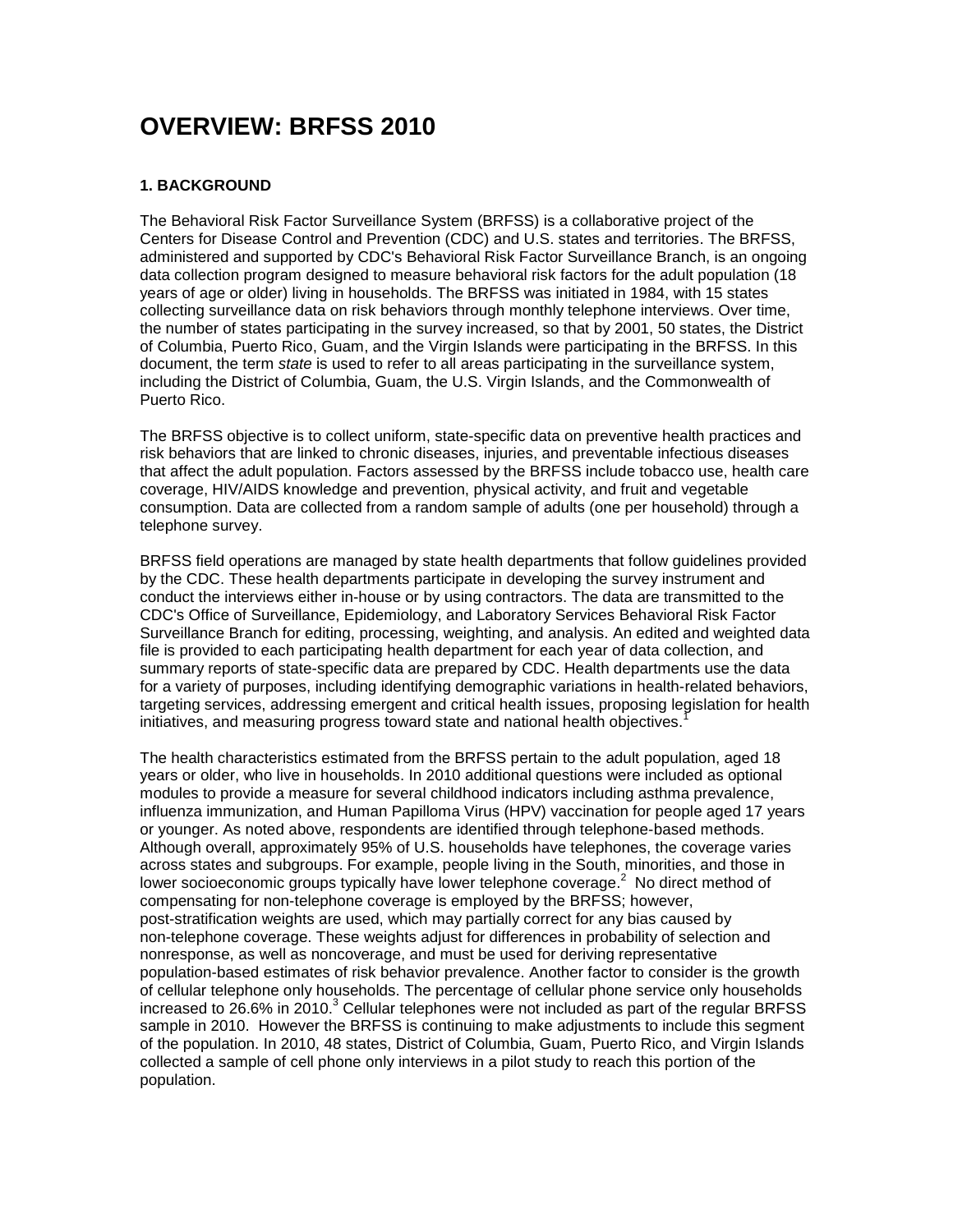# OVERVIEW: BRFSS 2010

### 1. BACKGROUND

The Behavioral Risk Factor Surveillance System (BRFSS) is a collaborative project of the Centers for Disease Control and Prevention (CDC) and U.S. states and territories. The BRFSS, administered and supported by CDC's Behavioral Risk Factor Surveillance Branch, is an ongoing data collection program designed to measure behavioral risk factors for the adult population (18 years of age or older) living in households. The BRFSS was initiated in 1984, with 15 states collecting surveillance data on risk behaviors through monthly telephone interviews. Over time, the number of states participating in the survey increased, so that by 2001, 50 states, the District of Columbia, Puerto Rico, Guam, and the Virgin Islands were participating in the BRFSS. In this document, the term *state* is used to refer to all areas participating in the surveillance system, including the District of Columbia, Guam, the U.S. Virgin Islands, and the Commonwealth of Puerto Rico.

The BRFSS objective is to collect uniform, state-specific data on preventive health practices and risk behaviors that are linked to chronic diseases, injuries, and preventable infectious diseases that affect the adult population. Factors assessed by the BRFSS include tobacco use, health care coverage, HIV/AIDS knowledge and prevention, physical activity, and fruit and vegetable consumption. Data are collected from a random sample of adults (one per household) through a telephone survey.

BRFSS field operations are managed by state health departments that follow guidelines provided by the CDC. These health departments participate in developing the survey instrument and conduct the interviews either in-house or by using contractors. The data are transmitted to the CDC's Office of Surveillance, Epidemiology, and Laboratory Services Behavioral Risk Factor Surveillance Branch for editing, processing, weighting, and analysis. An edited and weighted data file is provided to each participating health department for each year of data collection, and summary reports of state-specific data are prepared by CDC. Health departments use the data for a variety of purposes, including identifying demographic variations in health-related behaviors, targeting services, addressing emergent and critical health issues, proposing legislation for health initiatives, and measuring progress toward state and national health objectives.[1]

The health characteristics estimated from the BRFSS pertain to the adult population, aged 18 years or older, who live in households. In 2010 additional questions were included as optional modules to provide a measure for several childhood indicators including asthma prevalence, influenza immunization, and Human Papilloma Virus (HPV) vaccination for people aged 17 years or younger. As noted above, respondents are identified through telephone-based methods. Although overall, approximately 95% of U.S. households have telephones, the coverage varies across states and subgroups. For example, people living in the South, minorities, and those in lower socioeconomic groups typically have lower telephone coverage.[2] No direct method of compensating for non-telephone coverage is employed by the BRFSS; however, post-stratification weights are used, which may partially correct for any bias caused by non-telephone coverage. These weights adjust for differences in probability of selection and nonresponse, as well as noncoverage, and must be used for deriving representative population-based estimates of risk behavior prevalence. Another factor to consider is the growth of cellular telephone only households. The percentage of cellular phone service only households increased to 26.6% in 2010.[3] Cellular telephones were not included as part of the regular BRFSS sample in 2010. However the BRFSS is continuing to make adjustments to include this segment of the population. In 2010, 48 states, District of Columbia, Guam, Puerto Rico, and Virgin Islands collected a sample of cell phone only interviews in a pilot study to reach this portion of the population.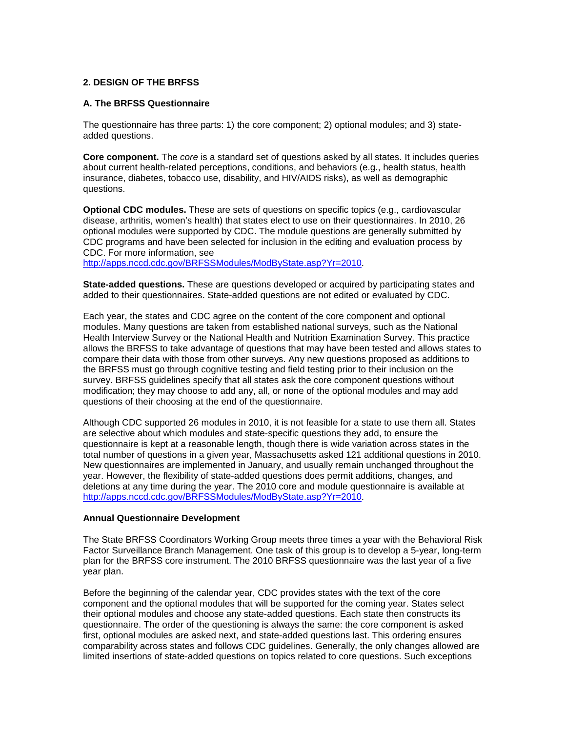## 2. DESIGN OF THE BRFSS

### A. The BRFSS Questionnaire

The questionnaire has three parts: 1) the core component; 2) optional modules; and 3) state-added questions.

**Core component.** The *core* is a standard set of questions asked by all states. It includes queries about current health-related perceptions, conditions, and behaviors (e.g., health status, health insurance, diabetes, tobacco use, disability, and HIV/AIDS risks), as well as demographic questions.

**Optional CDC modules.** These are sets of questions on specific topics (e.g., cardiovascular disease, arthritis, women's health) that states elect to use on their questionnaires. In 2010, 26 optional modules were supported by CDC. The module questions are generally submitted by CDC programs and have been selected for inclusion in the editing and evaluation process by CDC. For more information, see http://apps.nccd.cdc.gov/BRFSSModules/ModByState.asp?Yr=2010.

**State-added questions.** These are questions developed or acquired by participating states and added to their questionnaires. State-added questions are not edited or evaluated by CDC.

Each year, the states and CDC agree on the content of the core component and optional modules. Many questions are taken from established national surveys, such as the National Health Interview Survey or the National Health and Nutrition Examination Survey. This practice allows the BRFSS to take advantage of questions that may have been tested and allows states to compare their data with those from other surveys. Any new questions proposed as additions to the BRFSS must go through cognitive testing and field testing prior to their inclusion on the survey. BRFSS guidelines specify that all states ask the core component questions without modification; they may choose to add any, all, or none of the optional modules and may add questions of their choosing at the end of the questionnaire.

Although CDC supported 26 modules in 2010, it is not feasible for a state to use them all. States are selective about which modules and state-specific questions they add, to ensure the questionnaire is kept at a reasonable length, though there is wide variation across states in the total number of questions in a given year, Massachusetts asked 121 additional questions in 2010. New questionnaires are implemented in January, and usually remain unchanged throughout the year. However, the flexibility of state-added questions does permit additions, changes, and deletions at any time during the year. The 2010 core and module questionnaire is available at http://apps.nccd.cdc.gov/BRFSSModules/ModByState.asp?Yr=2010.

### Annual Questionnaire Development

The State BRFSS Coordinators Working Group meets three times a year with the Behavioral Risk Factor Surveillance Branch Management. One task of this group is to develop a 5-year, long-term plan for the BRFSS core instrument. The 2010 BRFSS questionnaire was the last year of a five year plan.

Before the beginning of the calendar year, CDC provides states with the text of the core component and the optional modules that will be supported for the coming year. States select their optional modules and choose any state-added questions. Each state then constructs its questionnaire. The order of the questioning is always the same: the core component is asked first, optional modules are asked next, and state-added questions last. This ordering ensures comparability across states and follows CDC guidelines. Generally, the only changes allowed are limited insertions of state-added questions on topics related to core questions. Such exceptions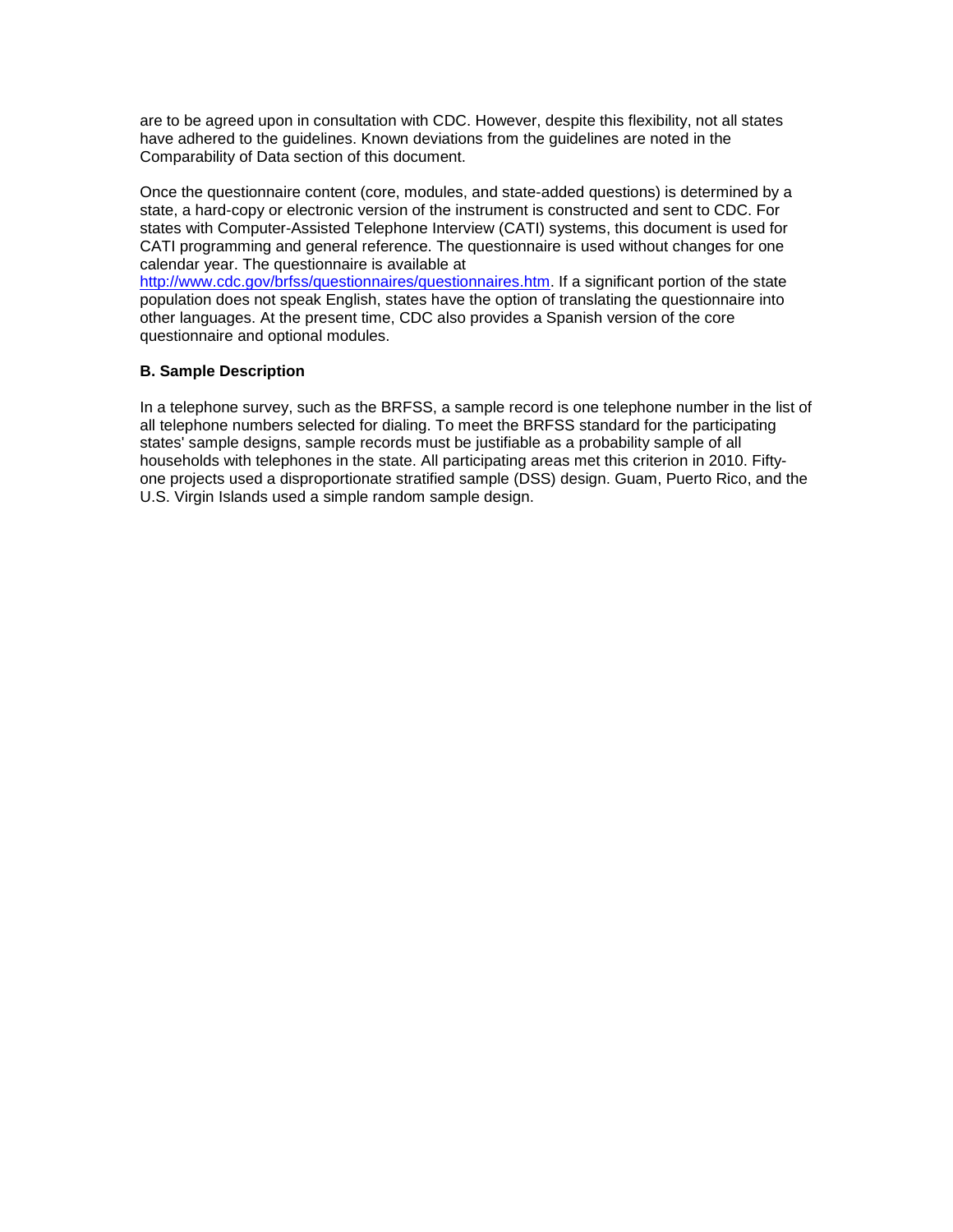are to be agreed upon in consultation with CDC. However, despite this flexibility, not all states have adhered to the guidelines. Known deviations from the guidelines are noted in the Comparability of Data section of this document.

Once the questionnaire content (core, modules, and state-added questions) is determined by a state, a hard-copy or electronic version of the instrument is constructed and sent to CDC. For states with Computer-Assisted Telephone Interview (CATI) systems, this document is used for CATI programming and general reference. The questionnaire is used without changes for one calendar year. The questionnaire is available at http://www.cdc.gov/brfss/questionnaires/questionnaires.htm. If a significant portion of the state population does not speak English, states have the option of translating the questionnaire into other languages. At the present time, CDC also provides a Spanish version of the core questionnaire and optional modules.

**B. Sample Description**

In a telephone survey, such as the BRFSS, a sample record is one telephone number in the list of all telephone numbers selected for dialing. To meet the BRFSS standard for the participating states' sample designs, sample records must be justifiable as a probability sample of all households with telephones in the state. All participating areas met this criterion in 2010. Fifty-one projects used a disproportionate stratified sample (DSS) design. Guam, Puerto Rico, and the U.S. Virgin Islands used a simple random sample design.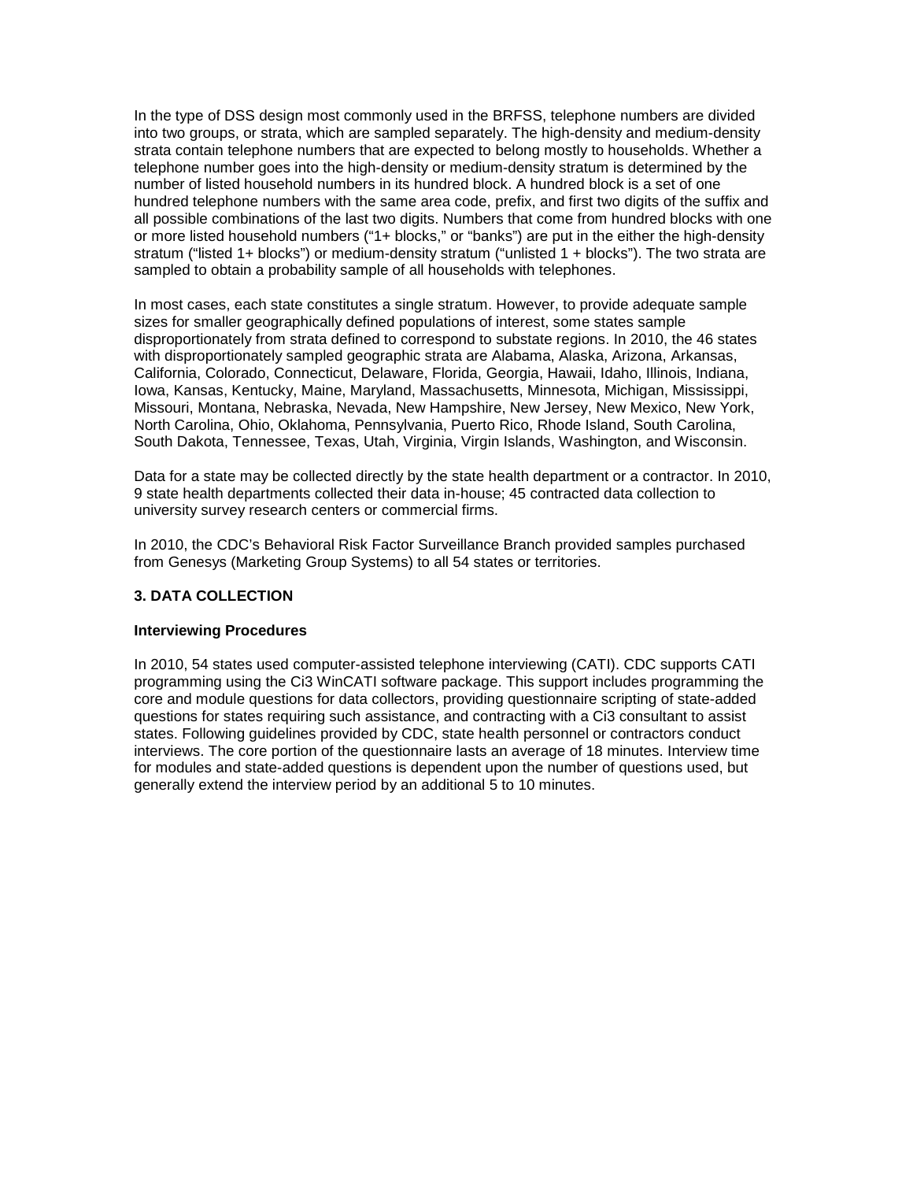In the type of DSS design most commonly used in the BRFSS, telephone numbers are divided into two groups, or strata, which are sampled separately. The high-density and medium-density strata contain telephone numbers that are expected to belong mostly to households. Whether a telephone number goes into the high-density or medium-density stratum is determined by the number of listed household numbers in its hundred block. A hundred block is a set of one hundred telephone numbers with the same area code, prefix, and first two digits of the suffix and all possible combinations of the last two digits. Numbers that come from hundred blocks with one or more listed household numbers ("1+ blocks," or "banks") are put in the either the high-density stratum ("listed 1+ blocks") or medium-density stratum ("unlisted 1 + blocks"). The two strata are sampled to obtain a probability sample of all households with telephones.

In most cases, each state constitutes a single stratum. However, to provide adequate sample sizes for smaller geographically defined populations of interest, some states sample disproportionately from strata defined to correspond to substate regions. In 2010, the 46 states with disproportionately sampled geographic strata are Alabama, Alaska, Arizona, Arkansas, California, Colorado, Connecticut, Delaware, Florida, Georgia, Hawaii, Idaho, Illinois, Indiana, Iowa, Kansas, Kentucky, Maine, Maryland, Massachusetts, Minnesota, Michigan, Mississippi, Missouri, Montana, Nebraska, Nevada, New Hampshire, New Jersey, New Mexico, New York, North Carolina, Ohio, Oklahoma, Pennsylvania, Puerto Rico, Rhode Island, South Carolina, South Dakota, Tennessee, Texas, Utah, Virginia, Virgin Islands, Washington, and Wisconsin.

Data for a state may be collected directly by the state health department or a contractor. In 2010, 9 state health departments collected their data in-house; 45 contracted data collection to university survey research centers or commercial firms.

In 2010, the CDC's Behavioral Risk Factor Surveillance Branch provided samples purchased from Genesys (Marketing Group Systems) to all 54 states or territories.

## 3. DATA COLLECTION

### Interviewing Procedures

In 2010, 54 states used computer-assisted telephone interviewing (CATI). CDC supports CATI programming using the Ci3 WinCATI software package. This support includes programming the core and module questions for data collectors, providing questionnaire scripting of state-added questions for states requiring such assistance, and contracting with a Ci3 consultant to assist states. Following guidelines provided by CDC, state health personnel or contractors conduct interviews. The core portion of the questionnaire lasts an average of 18 minutes. Interview time for modules and state-added questions is dependent upon the number of questions used, but generally extend the interview period by an additional 5 to 10 minutes.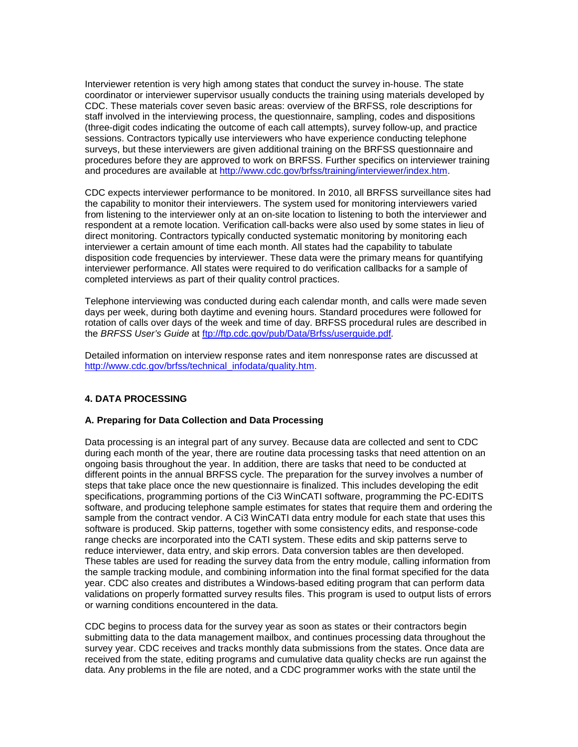Interviewer retention is very high among states that conduct the survey in-house. The state coordinator or interviewer supervisor usually conducts the training using materials developed by CDC. These materials cover seven basic areas: overview of the BRFSS, role descriptions for staff involved in the interviewing process, the questionnaire, sampling, codes and dispositions (three-digit codes indicating the outcome of each call attempts), survey follow-up, and practice sessions. Contractors typically use interviewers who have experience conducting telephone surveys, but these interviewers are given additional training on the BRFSS questionnaire and procedures before they are approved to work on BRFSS. Further specifics on interviewer training and procedures are available at http://www.cdc.gov/brfss/training/interviewer/index.htm.

CDC expects interviewer performance to be monitored. In 2010, all BRFSS surveillance sites had the capability to monitor their interviewers. The system used for monitoring interviewers varied from listening to the interviewer only at an on-site location to listening to both the interviewer and respondent at a remote location. Verification call-backs were also used by some states in lieu of direct monitoring. Contractors typically conducted systematic monitoring by monitoring each interviewer a certain amount of time each month. All states had the capability to tabulate disposition code frequencies by interviewer. These data were the primary means for quantifying interviewer performance. All states were required to do verification callbacks for a sample of completed interviews as part of their quality control practices.

Telephone interviewing was conducted during each calendar month, and calls were made seven days per week, during both daytime and evening hours. Standard procedures were followed for rotation of calls over days of the week and time of day. BRFSS procedural rules are described in the *BRFSS User's Guide* at ftp://ftp.cdc.gov/pub/Data/Brfss/userguide.pdf.

Detailed information on interview response rates and item nonresponse rates are discussed at http://www.cdc.gov/brfss/technical_infodata/quality.htm.

## 4. DATA PROCESSING

### A. Preparing for Data Collection and Data Processing

Data processing is an integral part of any survey. Because data are collected and sent to CDC during each month of the year, there are routine data processing tasks that need attention on an ongoing basis throughout the year. In addition, there are tasks that need to be conducted at different points in the annual BRFSS cycle. The preparation for the survey involves a number of steps that take place once the new questionnaire is finalized. This includes developing the edit specifications, programming portions of the Ci3 WinCATI software, programming the PC-EDITS software, and producing telephone sample estimates for states that require them and ordering the sample from the contract vendor. A Ci3 WinCATI data entry module for each state that uses this software is produced. Skip patterns, together with some consistency edits, and response-code range checks are incorporated into the CATI system. These edits and skip patterns serve to reduce interviewer, data entry, and skip errors. Data conversion tables are then developed. These tables are used for reading the survey data from the entry module, calling information from the sample tracking module, and combining information into the final format specified for the data year. CDC also creates and distributes a Windows-based editing program that can perform data validations on properly formatted survey results files. This program is used to output lists of errors or warning conditions encountered in the data.

CDC begins to process data for the survey year as soon as states or their contractors begin submitting data to the data management mailbox, and continues processing data throughout the survey year. CDC receives and tracks monthly data submissions from the states. Once data are received from the state, editing programs and cumulative data quality checks are run against the data. Any problems in the file are noted, and a CDC programmer works with the state until the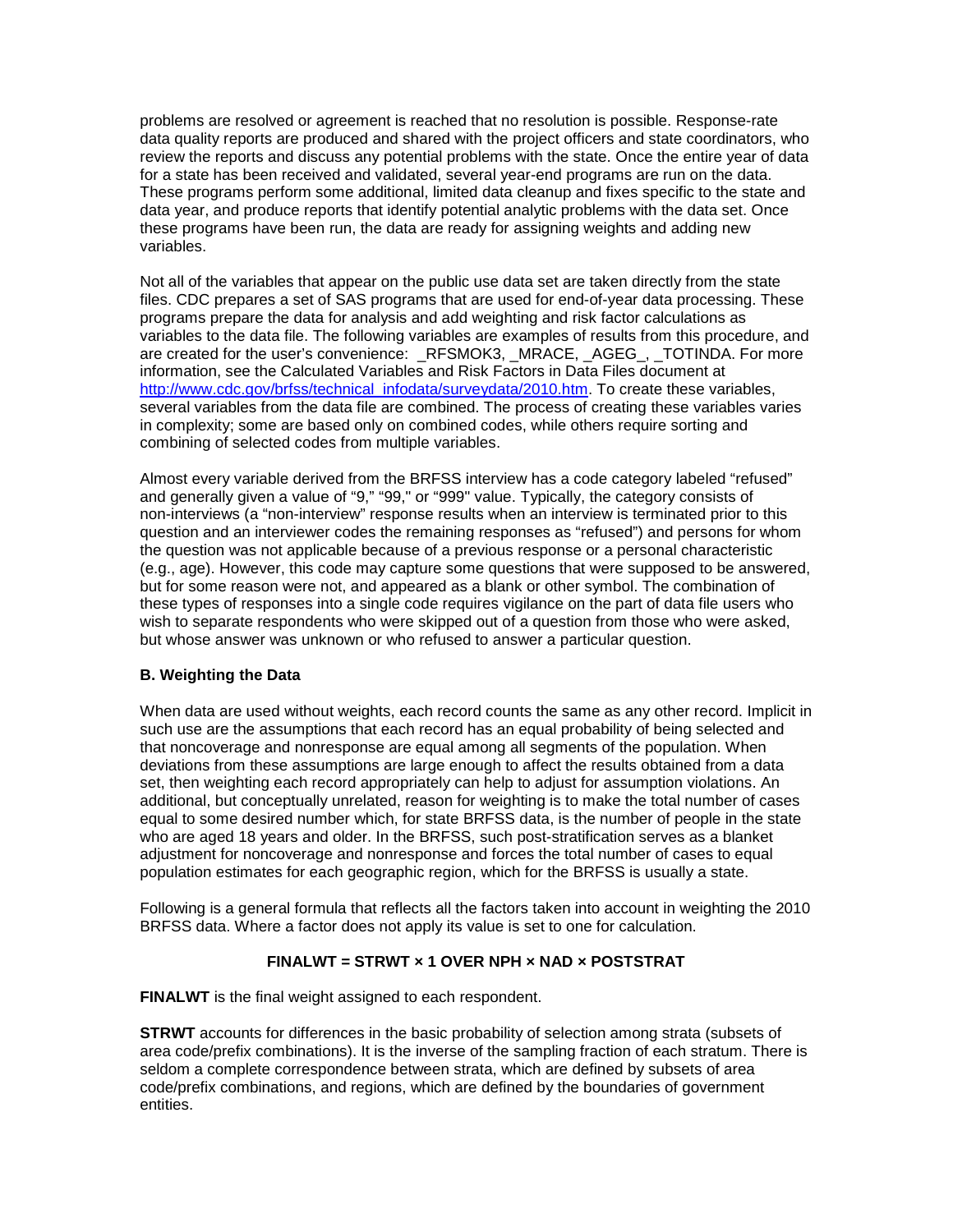problems are resolved or agreement is reached that no resolution is possible. Response-rate data quality reports are produced and shared with the project officers and state coordinators, who review the reports and discuss any potential problems with the state. Once the entire year of data for a state has been received and validated, several year-end programs are run on the data. These programs perform some additional, limited data cleanup and fixes specific to the state and data year, and produce reports that identify potential analytic problems with the data set. Once these programs have been run, the data are ready for assigning weights and adding new variables.

Not all of the variables that appear on the public use data set are taken directly from the state files. CDC prepares a set of SAS programs that are used for end-of-year data processing. These programs prepare the data for analysis and add weighting and risk factor calculations as variables to the data file. The following variables are examples of results from this procedure, and are created for the user's convenience: _RFSMOK3, _MRACE, _AGEG_, _TOTINDA. For more information, see the Calculated Variables and Risk Factors in Data Files document at http://www.cdc.gov/brfss/technical_infodata/surveydata/2010.htm. To create these variables, several variables from the data file are combined. The process of creating these variables varies in complexity; some are based only on combined codes, while others require sorting and combining of selected codes from multiple variables.

Almost every variable derived from the BRFSS interview has a code category labeled "refused" and generally given a value of "9," "99," or "999" value. Typically, the category consists of non-interviews (a "non-interview" response results when an interview is terminated prior to this question and an interviewer codes the remaining responses as "refused") and persons for whom the question was not applicable because of a previous response or a personal characteristic (e.g., age). However, this code may capture some questions that were supposed to be answered, but for some reason were not, and appeared as a blank or other symbol. The combination of these types of responses into a single code requires vigilance on the part of data file users who wish to separate respondents who were skipped out of a question from those who were asked, but whose answer was unknown or who refused to answer a particular question.

**B. Weighting the Data**

When data are used without weights, each record counts the same as any other record. Implicit in such use are the assumptions that each record has an equal probability of being selected and that noncoverage and nonresponse are equal among all segments of the population. When deviations from these assumptions are large enough to affect the results obtained from a data set, then weighting each record appropriately can help to adjust for assumption violations. An additional, but conceptually unrelated, reason for weighting is to make the total number of cases equal to some desired number which, for state BRFSS data, is the number of people in the state who are aged 18 years and older. In the BRFSS, such post-stratification serves as a blanket adjustment for noncoverage and nonresponse and forces the total number of cases to equal population estimates for each geographic region, which for the BRFSS is usually a state.

Following is a general formula that reflects all the factors taken into account in weighting the 2010 BRFSS data. Where a factor does not apply its value is set to one for calculation.

$$\text{FINALWT} = \text{STRWT} \times \frac{1}{\text{NPH}} \times \text{NAD} \times \text{POSTSTRAT}$$

**FINALWT** is the final weight assigned to each respondent.

**STRWT** accounts for differences in the basic probability of selection among strata (subsets of area code/prefix combinations). It is the inverse of the sampling fraction of each stratum. There is seldom a complete correspondence between strata, which are defined by subsets of area code/prefix combinations, and regions, which are defined by the boundaries of government entities.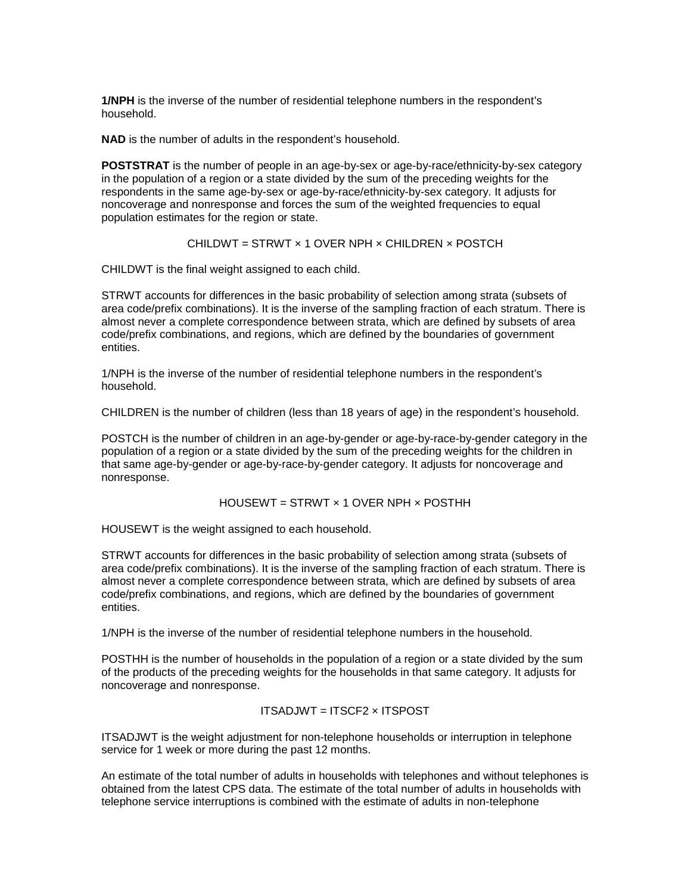**1/NPH** is the inverse of the number of residential telephone numbers in the respondent's household.

**NAD** is the number of adults in the respondent's household.

**POSTSTRAT** is the number of people in an age-by-sex or age-by-race/ethnicity-by-sex category in the population of a region or a state divided by the sum of the preceding weights for the respondents in the same age-by-sex or age-by-race/ethnicity-by-sex category. It adjusts for noncoverage and nonresponse and forces the sum of the weighted frequencies to equal population estimates for the region or state.

$$\text{CHILDWT} = \text{STRWT} \times \text{1 OVER NPH} \times \text{CHILDREN} \times \text{POSTCH}$$

CHILDWT is the final weight assigned to each child.

STRWT accounts for differences in the basic probability of selection among strata (subsets of area code/prefix combinations). It is the inverse of the sampling fraction of each stratum. There is almost never a complete correspondence between strata, which are defined by subsets of area code/prefix combinations, and regions, which are defined by the boundaries of government entities.

1/NPH is the inverse of the number of residential telephone numbers in the respondent's household.

CHILDREN is the number of children (less than 18 years of age) in the respondent's household.

POSTCH is the number of children in an age-by-gender or age-by-race-by-gender category in the population of a region or a state divided by the sum of the preceding weights for the children in that same age-by-gender or age-by-race-by-gender category. It adjusts for noncoverage and nonresponse.

$$\text{HOUSEWT} = \text{STRWT} \times \text{1 OVER NPH} \times \text{POSTHH}$$

HOUSEWT is the weight assigned to each household.

STRWT accounts for differences in the basic probability of selection among strata (subsets of area code/prefix combinations). It is the inverse of the sampling fraction of each stratum. There is almost never a complete correspondence between strata, which are defined by subsets of area code/prefix combinations, and regions, which are defined by the boundaries of government entities.

1/NPH is the inverse of the number of residential telephone numbers in the household.

POSTHH is the number of households in the population of a region or a state divided by the sum of the products of the preceding weights for the households in that same category. It adjusts for noncoverage and nonresponse.

$$\text{ITSADJWT} = \text{ITSCF2} \times \text{ITSPOST}$$

ITSADJWT is the weight adjustment for non-telephone households or interruption in telephone service for 1 week or more during the past 12 months.

An estimate of the total number of adults in households with telephones and without telephones is obtained from the latest CPS data. The estimate of the total number of adults in households with telephone service interruptions is combined with the estimate of adults in non-telephone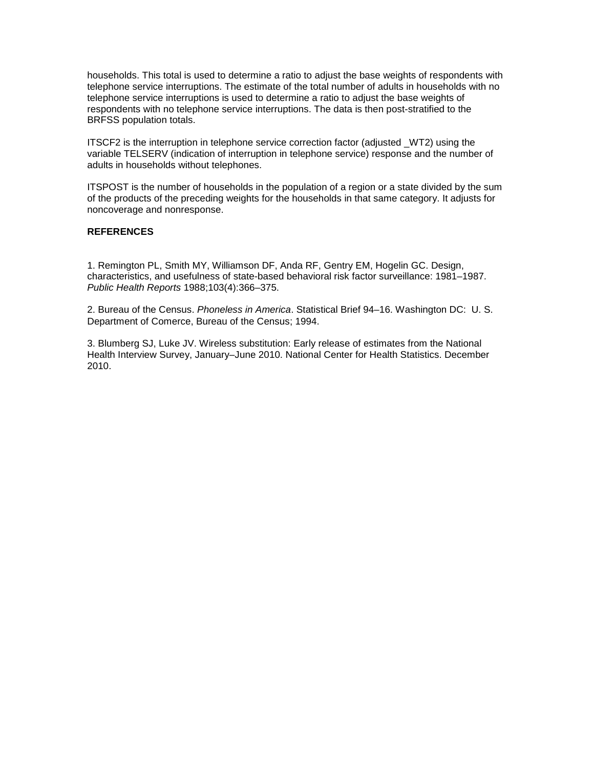households. This total is used to determine a ratio to adjust the base weights of respondents with telephone service interruptions. The estimate of the total number of adults in households with no telephone service interruptions is used to determine a ratio to adjust the base weights of respondents with no telephone service interruptions. The data is then post-stratified to the BRFSS population totals.

ITSCF2 is the interruption in telephone service correction factor (adjusted _WT2) using the variable TELSERV (indication of interruption in telephone service) response and the number of adults in households without telephones.

ITSPOST is the number of households in the population of a region or a state divided by the sum of the products of the preceding weights for the households in that same category. It adjusts for noncoverage and nonresponse.

**REFERENCES**

1. Remington PL, Smith MY, Williamson DF, Anda RF, Gentry EM, Hogelin GC. Design, characteristics, and usefulness of state-based behavioral risk factor surveillance: 1981–1987. *Public Health Reports* 1988;103(4):366–375.

2. Bureau of the Census. *Phoneless in America*. Statistical Brief 94–16. Washington DC: U. S. Department of Comerce, Bureau of the Census; 1994.

3. Blumberg SJ, Luke JV. Wireless substitution: Early release of estimates from the National Health Interview Survey, January–June 2010. National Center for Health Statistics. December 2010.